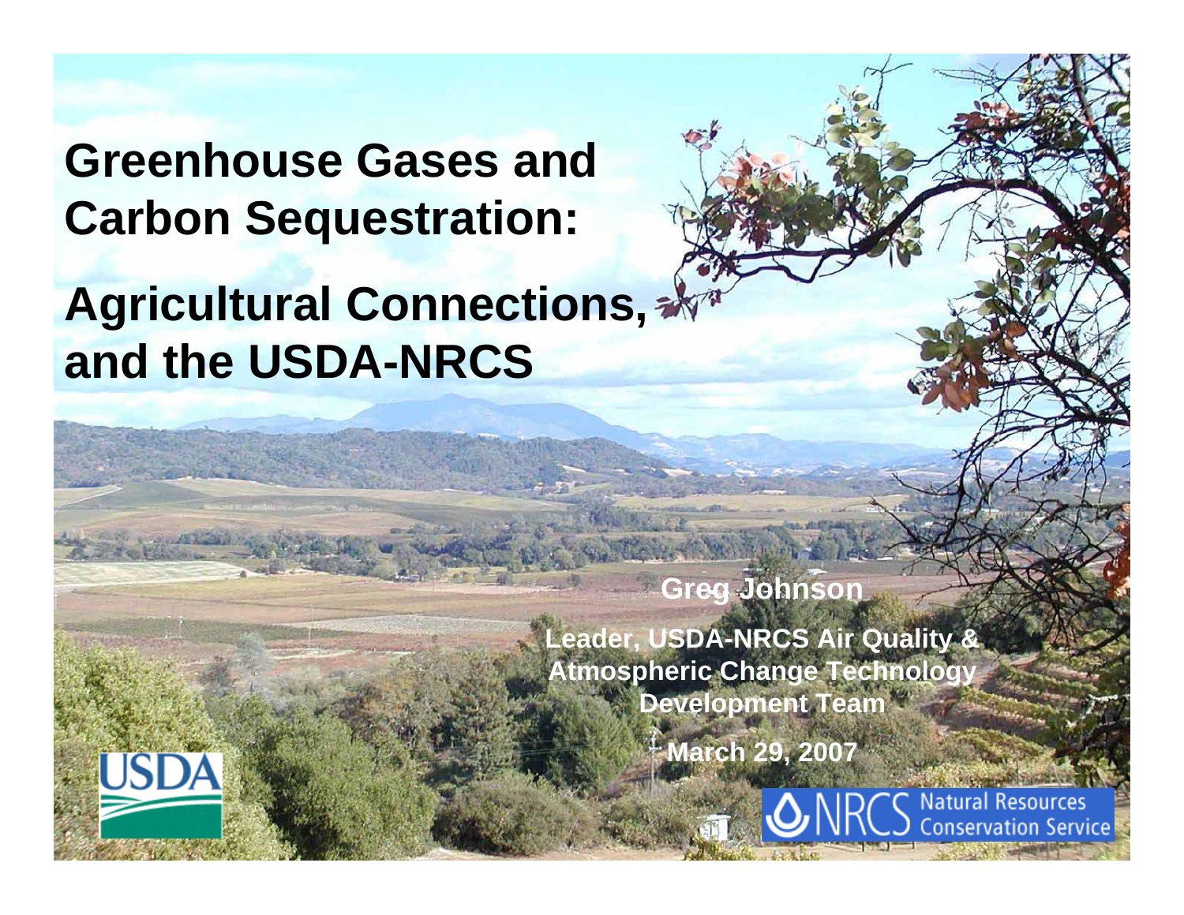# Greenhouse Gases and Carbon Sequestration:

# Agricultural Connections, and the USDA-NRCS

**Greg Johnson**

**Leader, USDA-NRCS Air Quality & Atmospheric Change Technology Development Team**

**March 29, 2007**

USDA

NRCS Natural Resources Conservation Service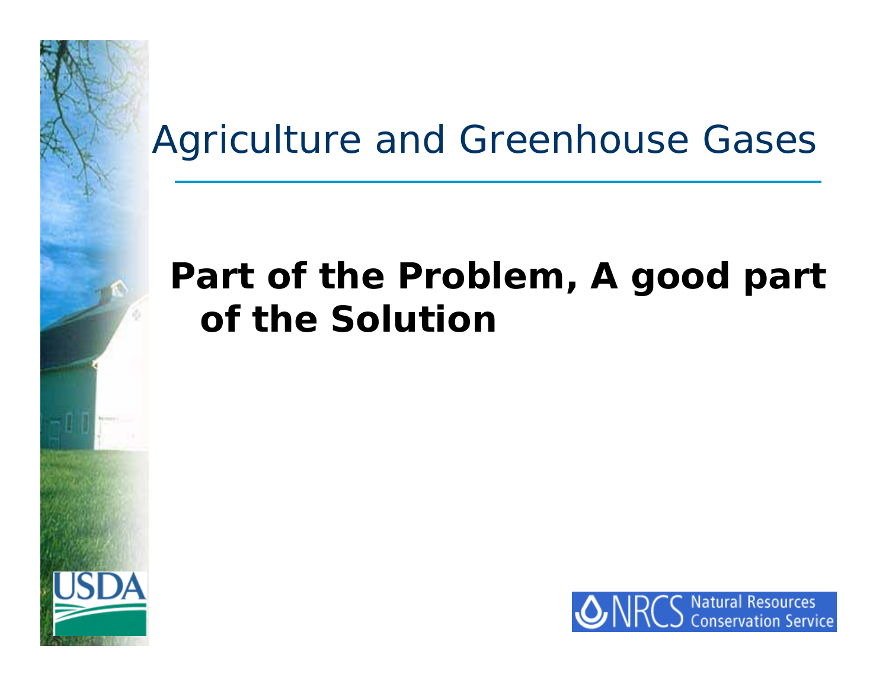# Agriculture and Greenhouse Gases

**Part of the Problem, A good part of the Solution**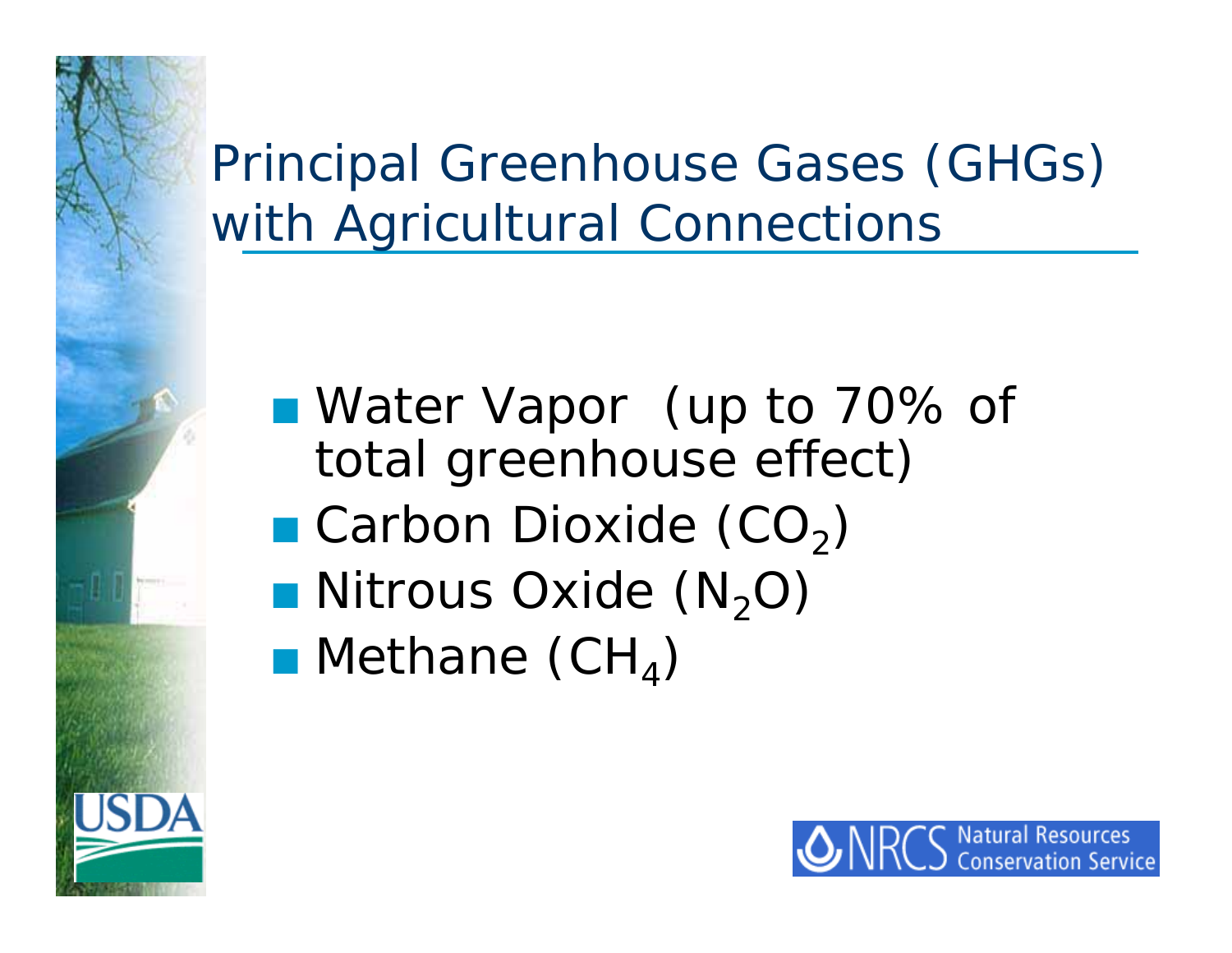# Principal Greenhouse Gases (GHGs) with Agricultural Connections

- Water Vapor (up to 70% of total greenhouse effect)
- Carbon Dioxide ($CO_2$)
- Nitrous Oxide ($N_2O$)
- Methane ($CH_4$)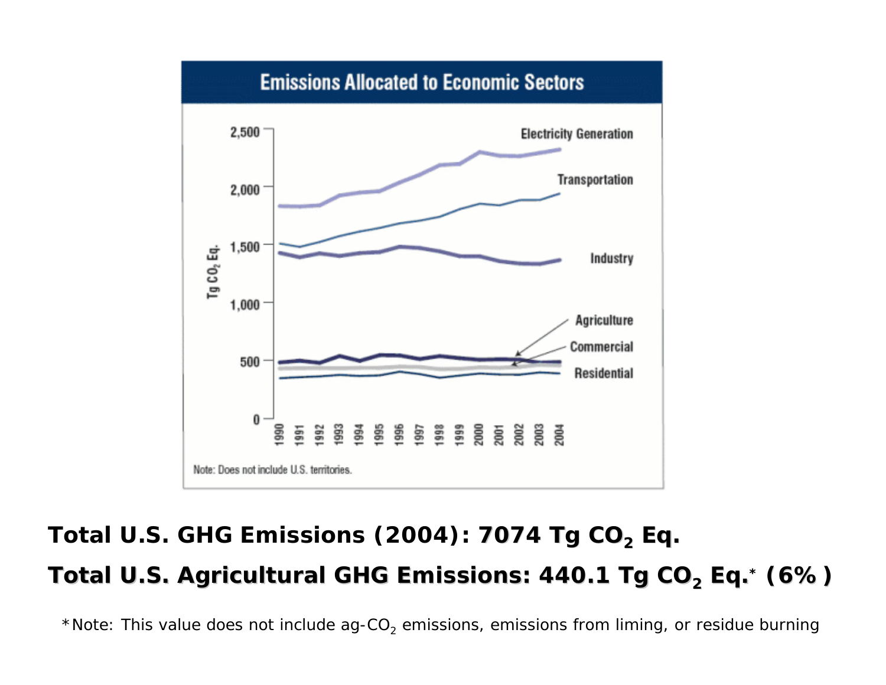## Emissions Allocated to Economic Sectors

Note: Does not include U.S. territories.

**Total U.S. GHG Emissions (2004): 7074 Tg $CO_2$ Eq.**

**Total U.S. Agricultural GHG Emissions: 440.1 Tg $CO_2$ Eq.* (6% )**

*Note: This value does not include ag-$CO_2$ emissions, emissions from liming, or residue burning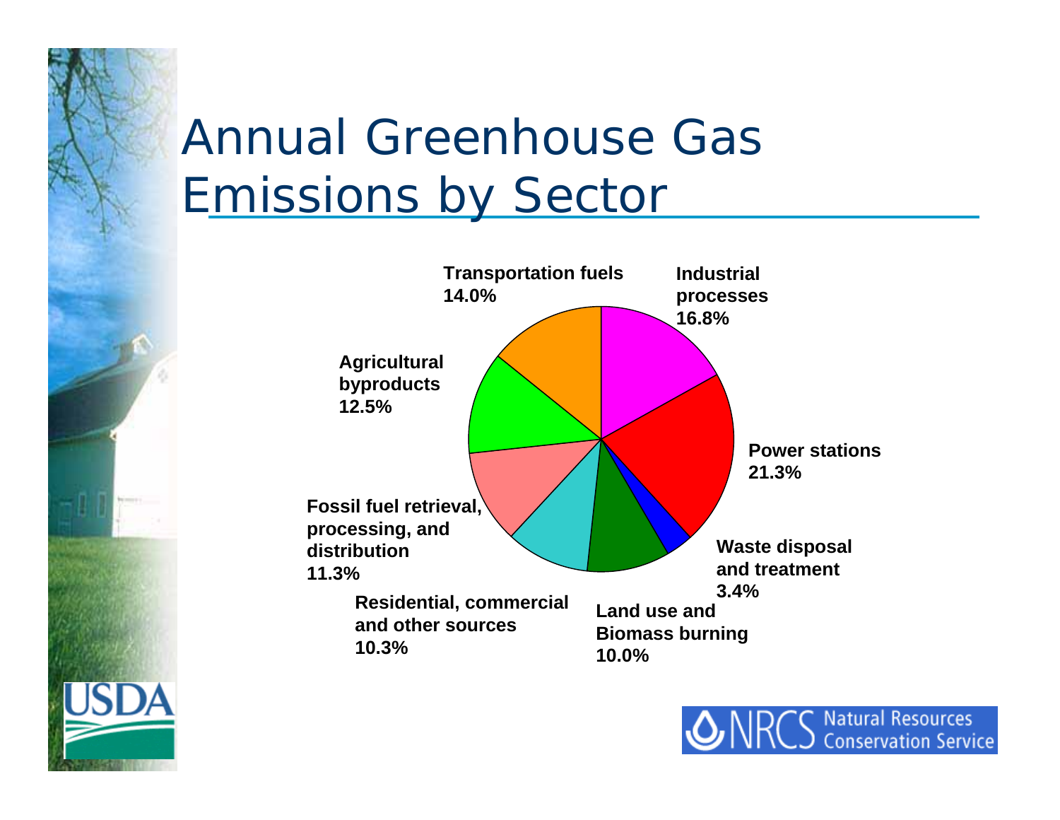# Annual Greenhouse Gas Emissions by Sector

- Transportation fuels 14.0%
- Industrial processes 16.8%
- Power stations 21.3%
- Waste disposal and treatment 3.4%
- Land use and Biomass burning 10.0%
- Residential, commercial and other sources 10.3%
- Fossil fuel retrieval, processing, and distribution 11.3%
- Agricultural byproducts 12.5%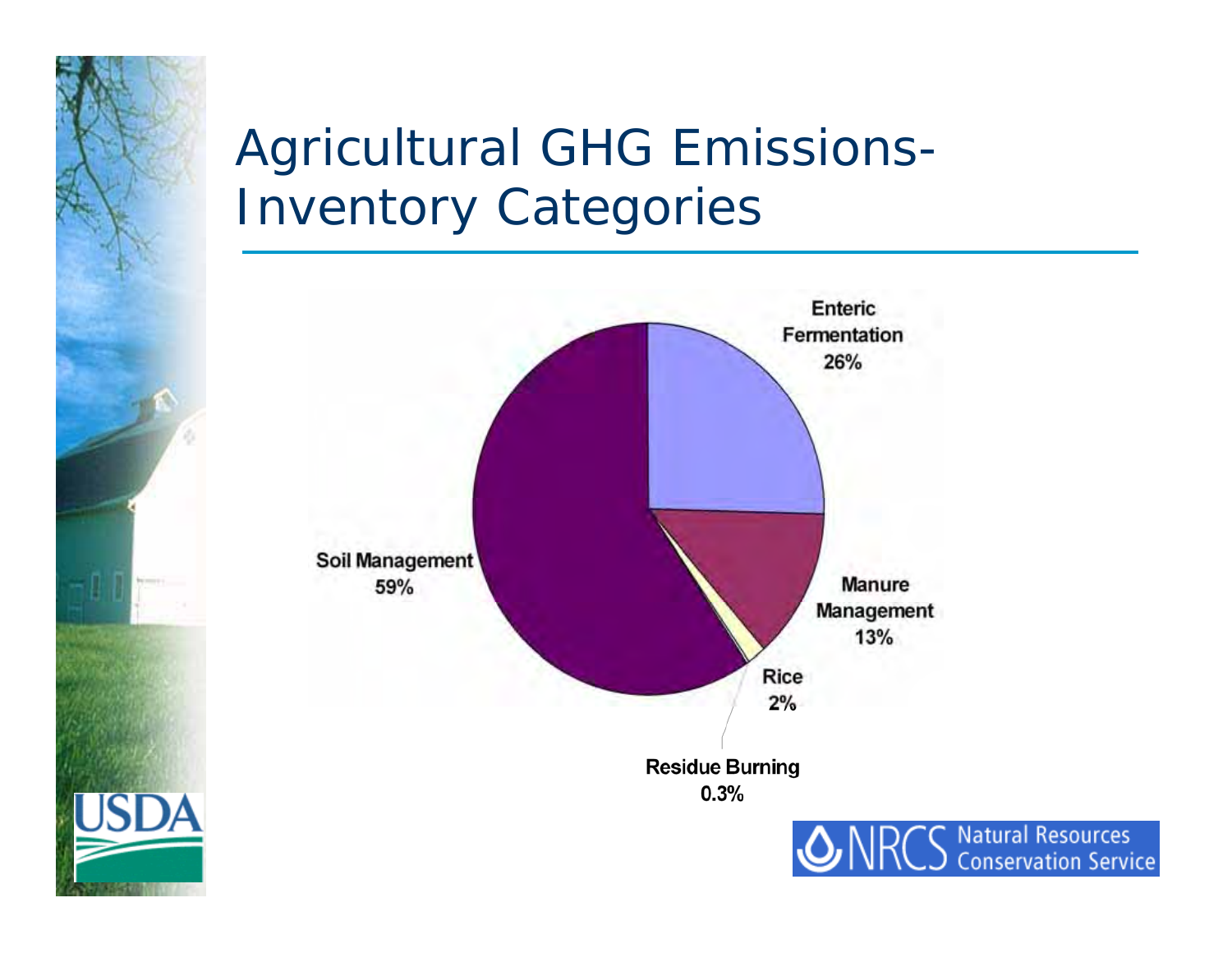# Agricultural GHG Emissions- Inventory Categories

Enteric Fermentation 26%

Manure Management 13%

Rice 2%

Residue Burning 0.3%

Soil Management 59%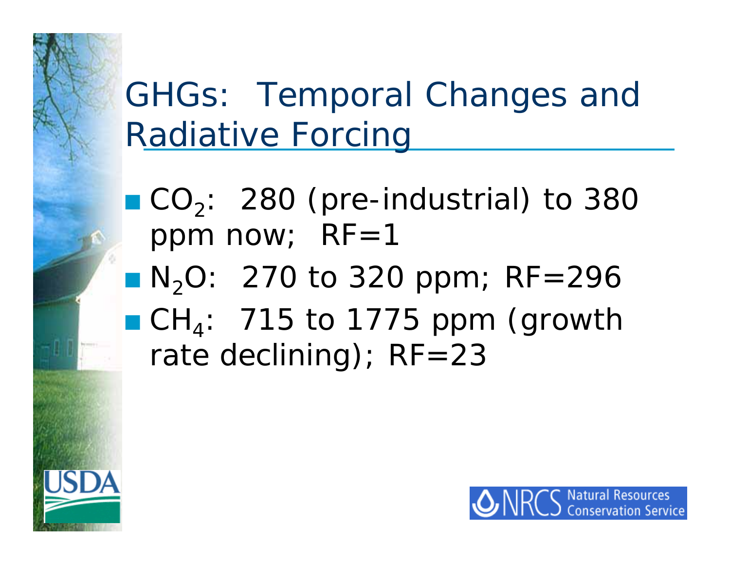# GHGs: Temporal Changes and Radiative Forcing

- $CO_2$: 280 (pre-industrial) to 380 ppm now; RF=1
- $N_2O$: 270 to 320 ppm; RF=296
- $CH_4$: 715 to 1775 ppm (growth rate declining); RF=23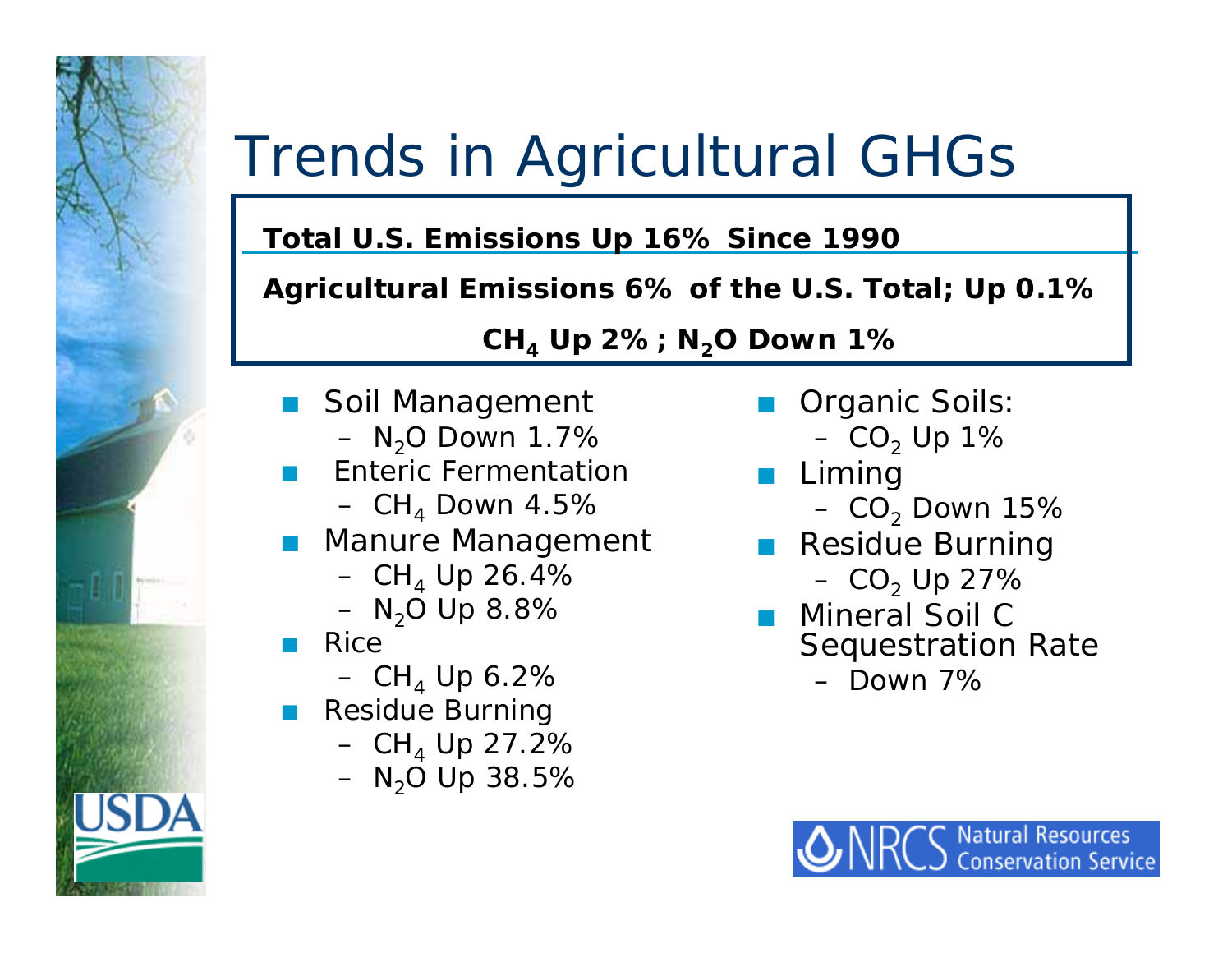# Trends in Agricultural GHGs

**Total U.S. Emissions Up 16% Since 1990**

**Agricultural Emissions 6% of the U.S. Total; Up 0.1%**

**$CH_4$ Up 2% ; $N_2O$ Down 1%**

- Soil Management
  - $N_2O$ Down 1.7%
- Enteric Fermentation
  - $CH_4$ Down 4.5%
- Manure Management
  - $CH_4$ Up 26.4%
  - $N_2O$ Up 8.8%
- Rice
  - $CH_4$ Up 6.2%
- Residue Burning
  - $CH_4$ Up 27.2%
  - $N_2O$ Up 38.5%
- Organic Soils:
  - $CO_2$ Up 1%
- Liming
  - $CO_2$ Down 15%
- Residue Burning
  - $CO_2$ Up 27%
- Mineral Soil C Sequestration Rate
  - Down 7%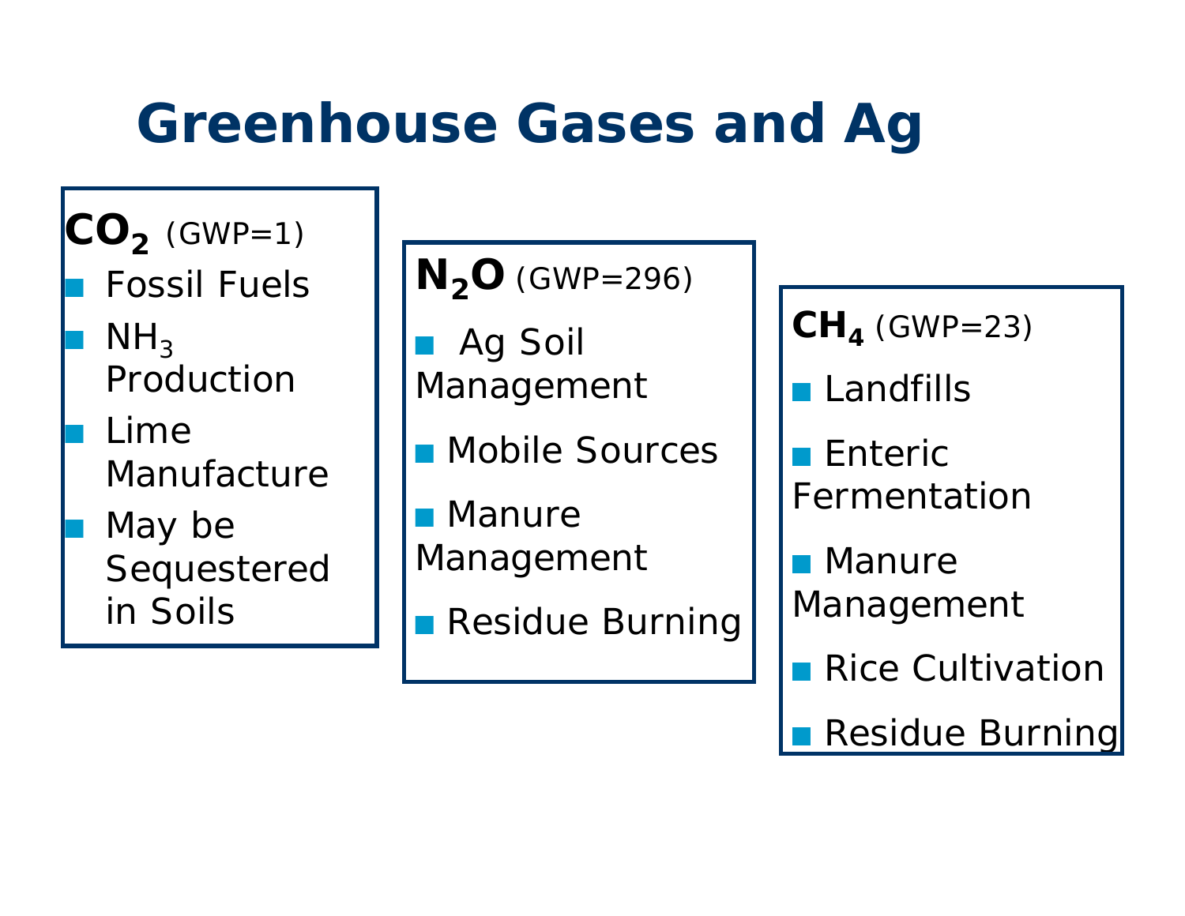# Greenhouse Gases and Ag

**$CO_2$** (GWP=1)

- Fossil Fuels
- $NH_3$ Production
- Lime Manufacture
- May be Sequestered in Soils

**$N_2O$** (GWP=296)

- Ag Soil Management
- Mobile Sources
- Manure Management
- Residue Burning

**$CH_4$** (GWP=23)

- Landfills
- Enteric Fermentation
- Manure Management
- Rice Cultivation
- Residue Burning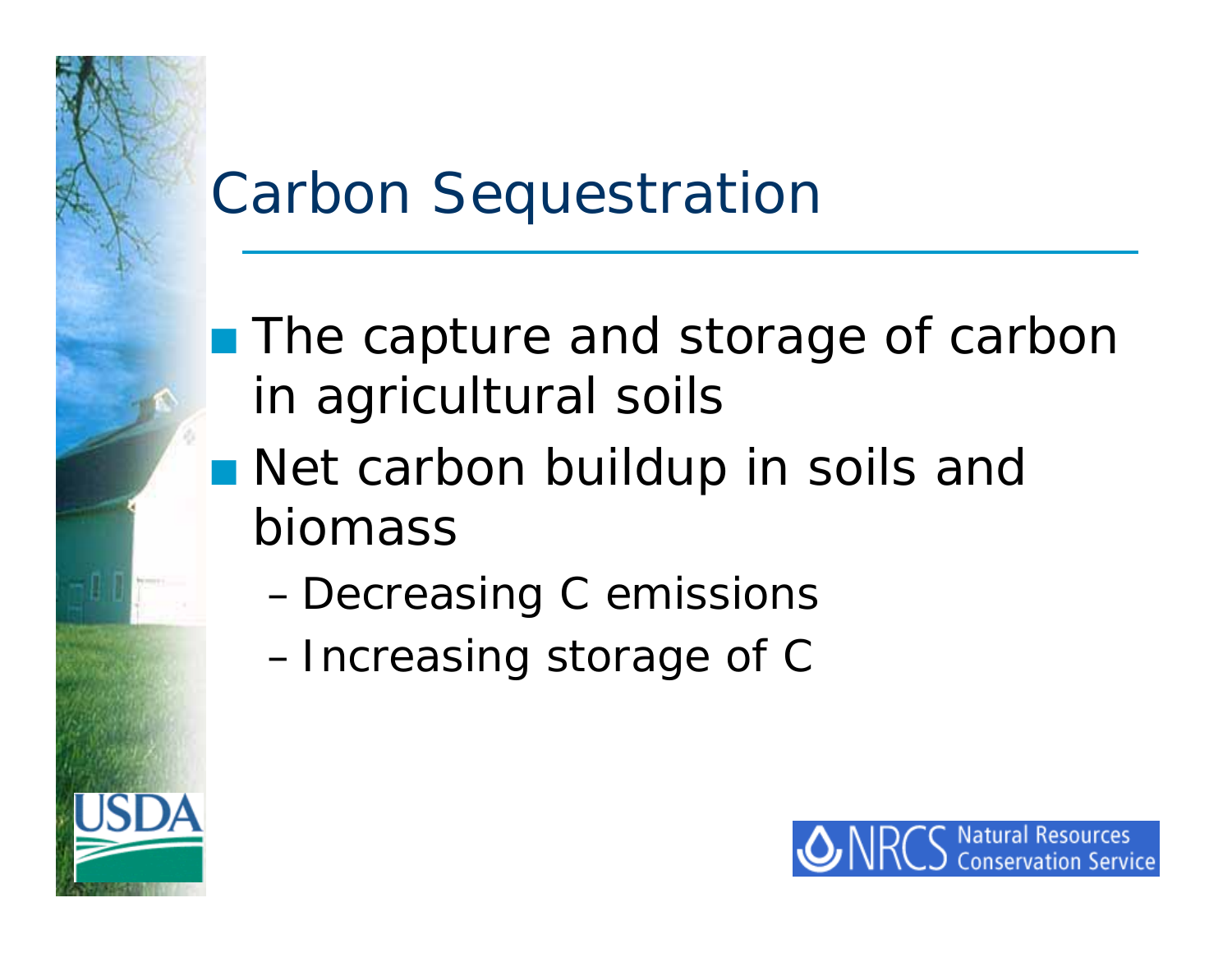# Carbon Sequestration

- The capture and storage of carbon in agricultural soils
- Net carbon buildup in soils and biomass
  - Decreasing C emissions
  - Increasing storage of C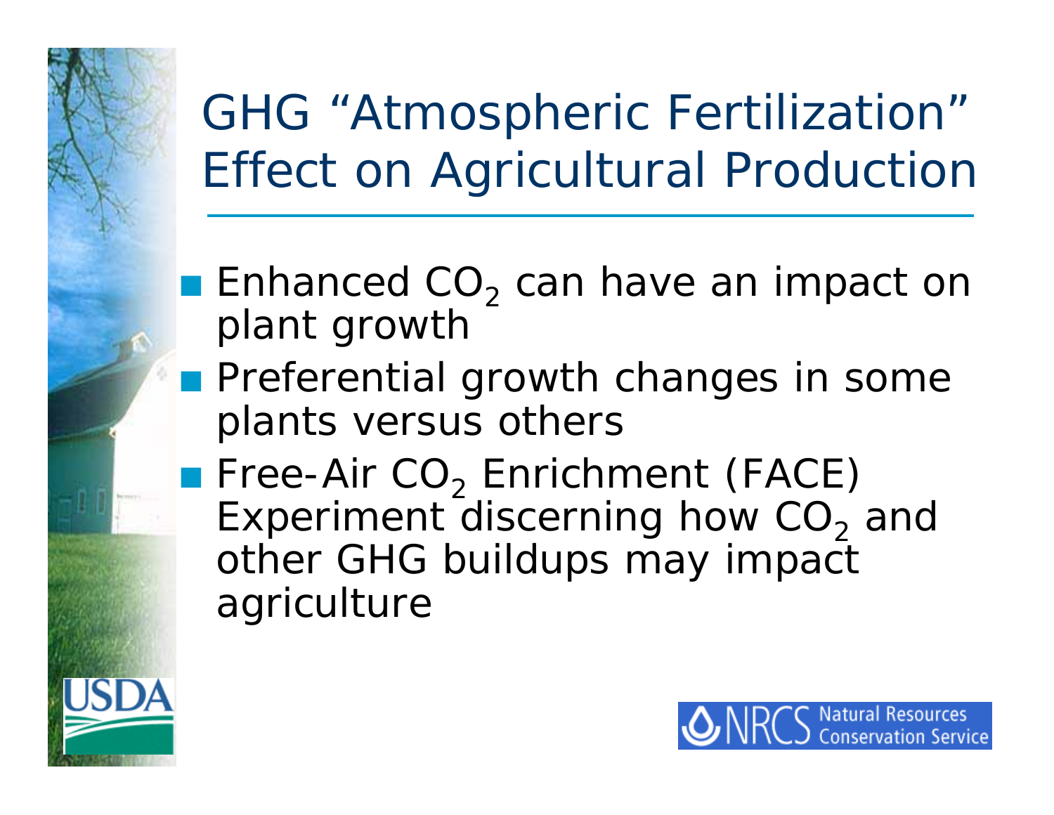# GHG "Atmospheric Fertilization" Effect on Agricultural Production

- Enhanced $CO_2$ can have an impact on plant growth
- Preferential growth changes in some plants versus others
- Free-Air $CO_2$ Enrichment (FACE) Experiment discerning how $CO_2$ and other GHG buildups may impact agriculture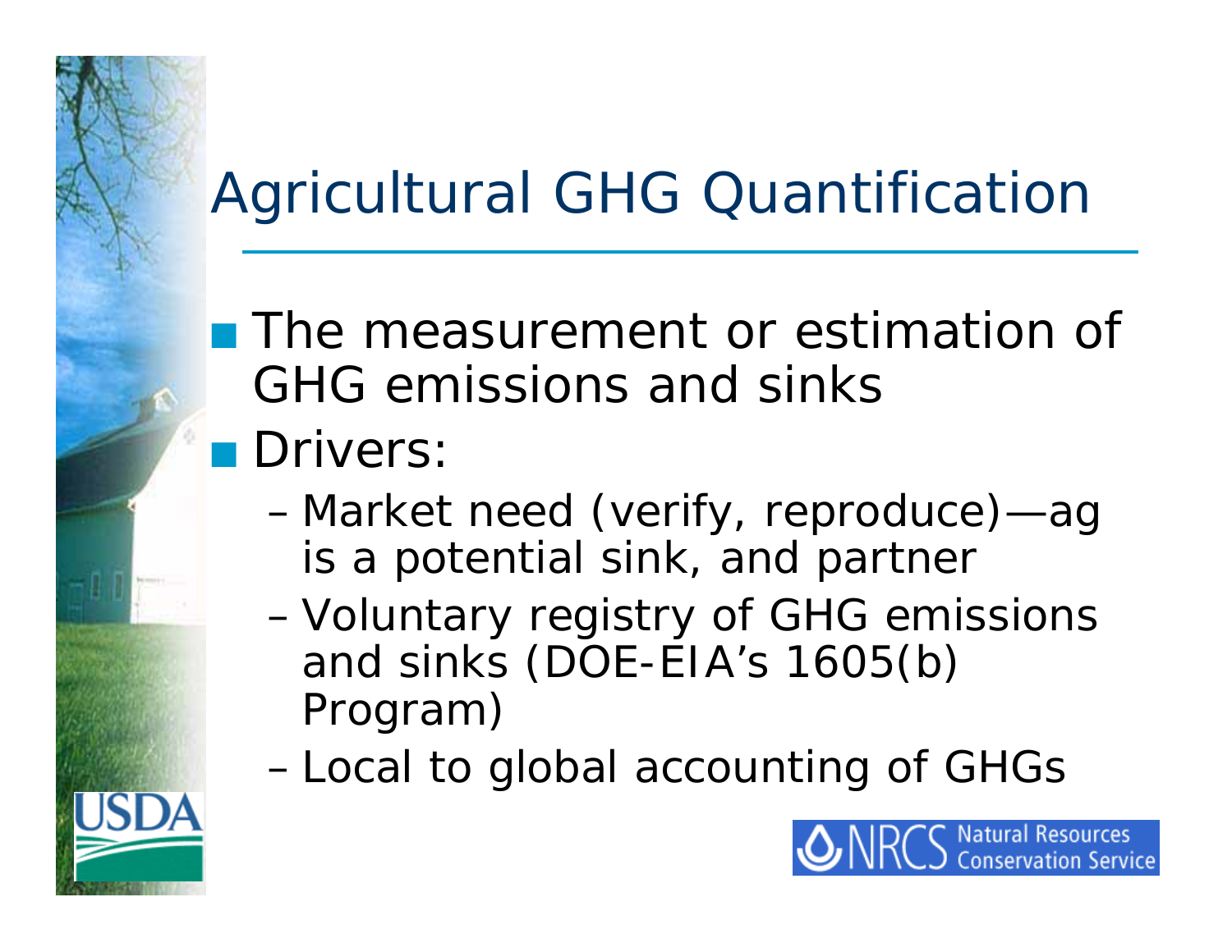# Agricultural GHG Quantification

- The measurement or estimation of GHG emissions and sinks
- Drivers:
  - Market need (verify, reproduce)—ag is a potential sink, and partner
  - Voluntary registry of GHG emissions and sinks (DOE-EIA's 1605(b) Program)
  - Local to global accounting of GHGs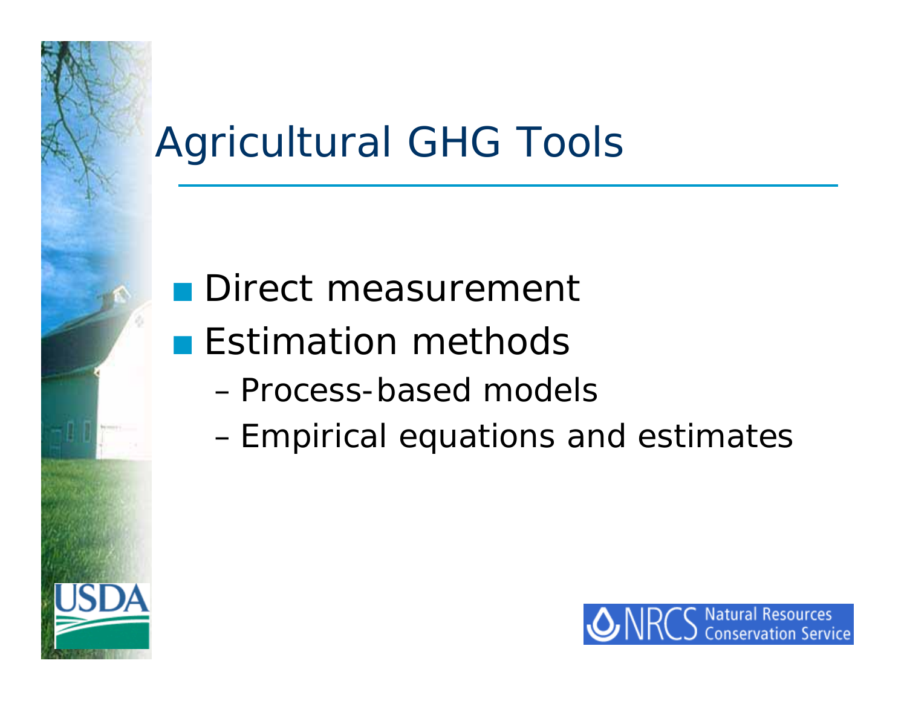# Agricultural GHG Tools

- Direct measurement
- Estimation methods
  - Process-based models
  - Empirical equations and estimates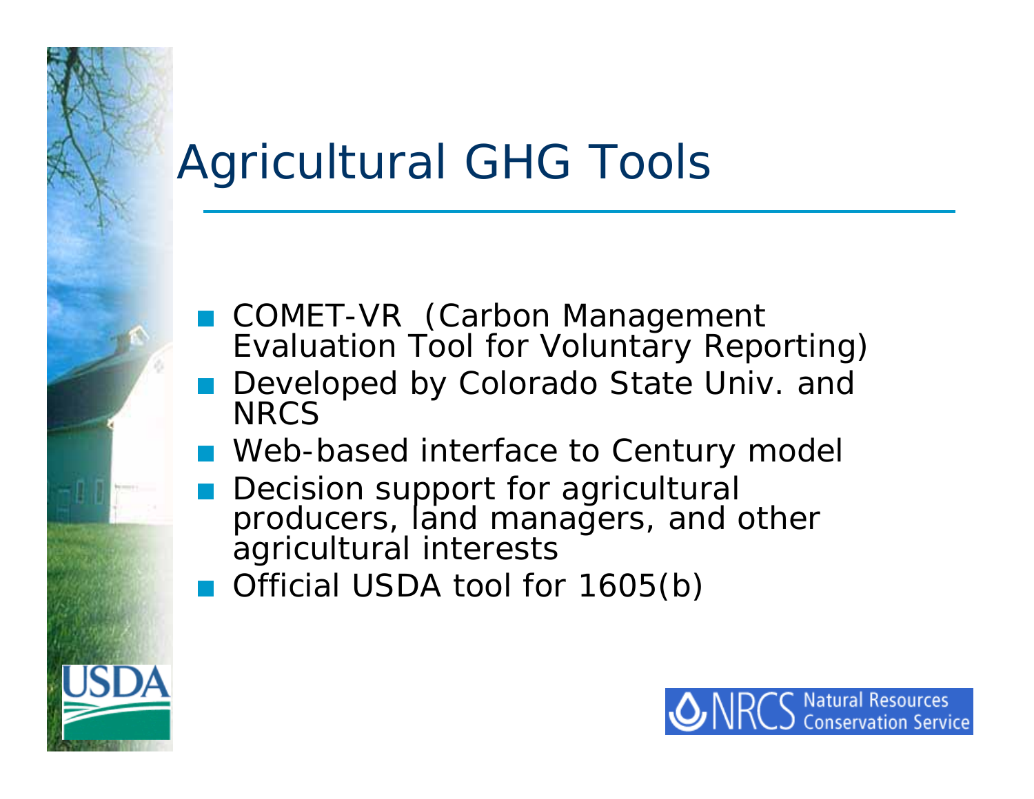# Agricultural GHG Tools

- COMET-VR (Carbon Management Evaluation Tool for Voluntary Reporting)
- Developed by Colorado State Univ. and NRCS
- Web-based interface to Century model
- Decision support for agricultural producers, land managers, and other agricultural interests
- Official USDA tool for 1605(b)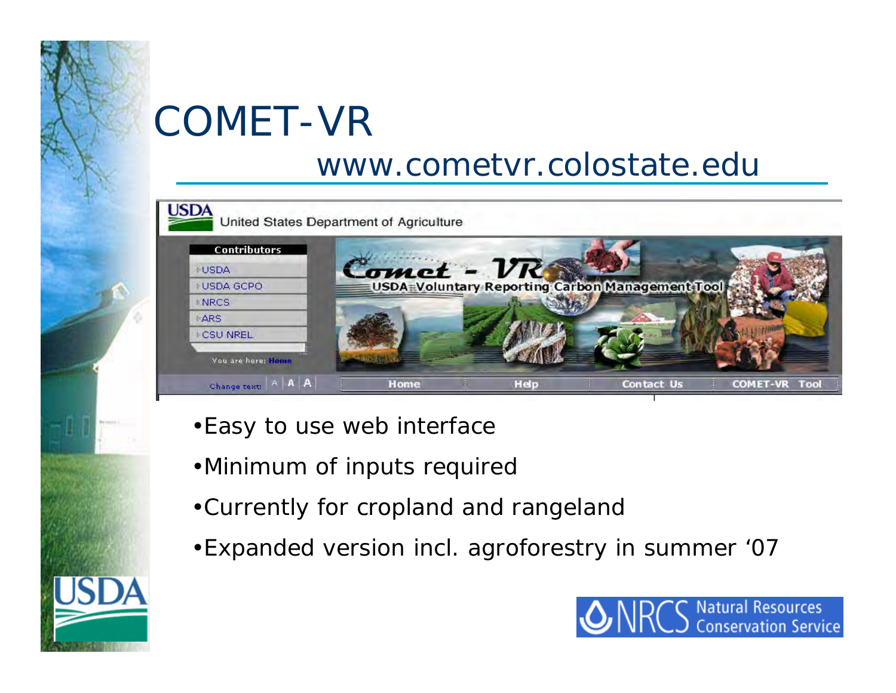# COMET-VR

## www.cometvr.colostate.edu

- Easy to use web interface
- Minimum of inputs required
- Currently for cropland and rangeland
- Expanded version incl. agroforestry in summer '07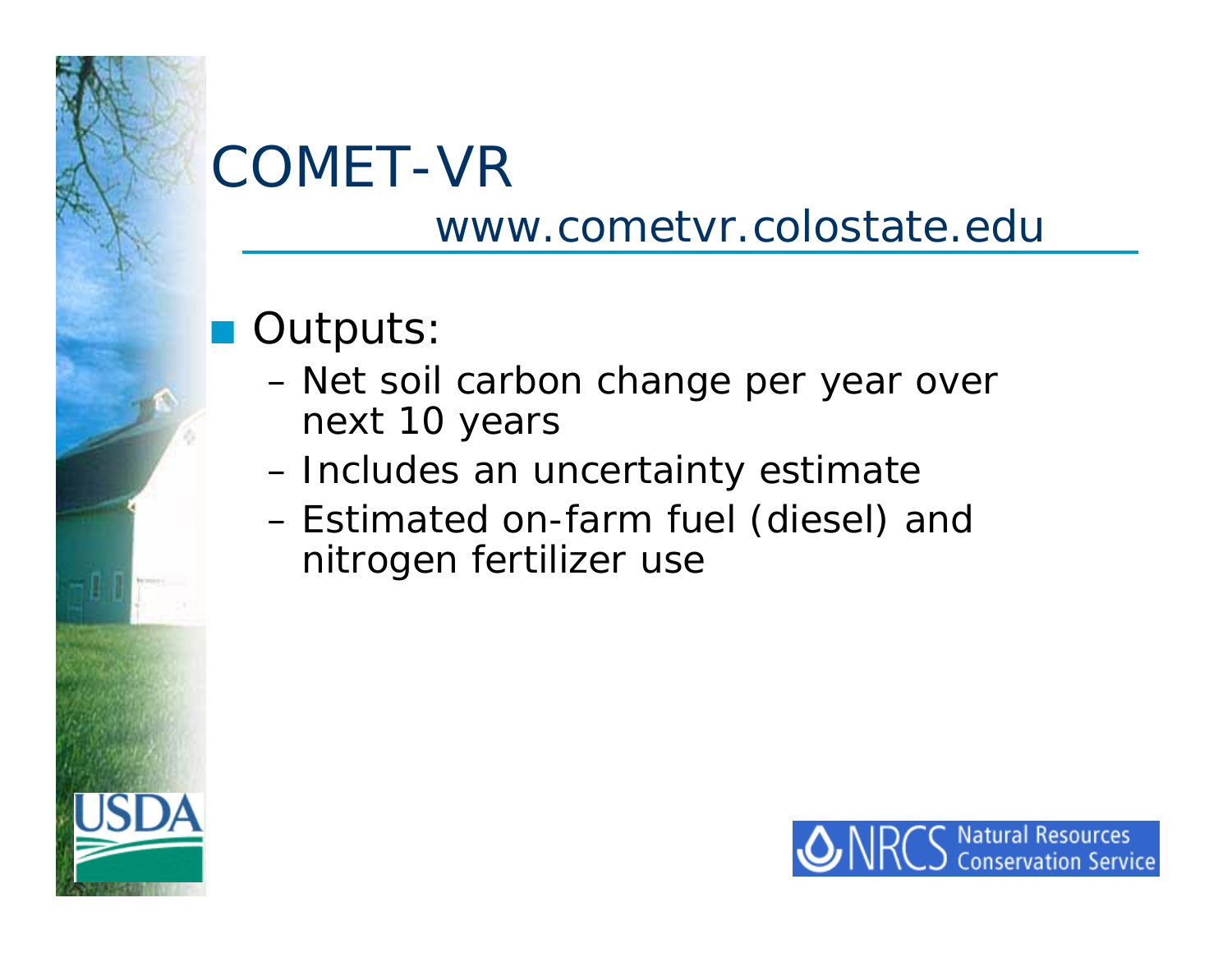# COMET-VR

www.cometvr.colostate.edu

- Outputs:
  - Net soil carbon change per year over next 10 years
  - Includes an uncertainty estimate
  - Estimated on-farm fuel (diesel) and nitrogen fertilizer use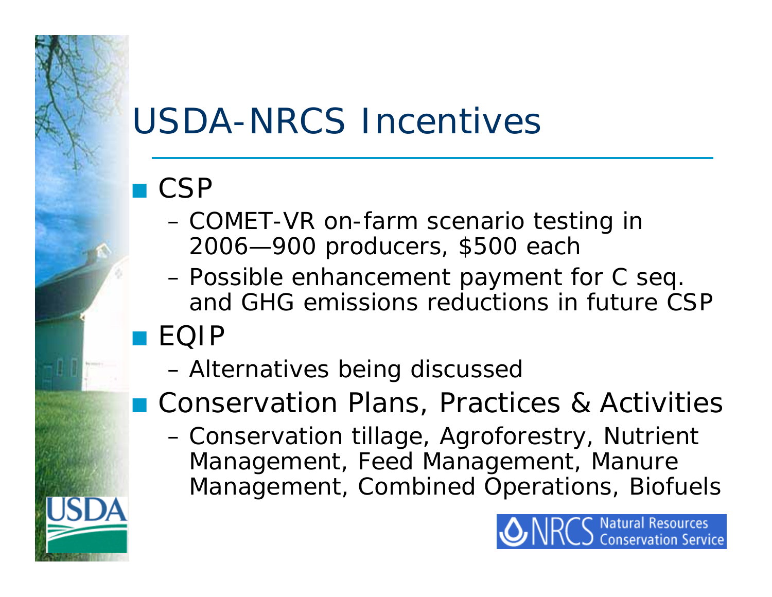# USDA-NRCS Incentives

- CSP
  - COMET-VR on-farm scenario testing in 2006—900 producers, $500 each
  - Possible enhancement payment for C seq. and GHG emissions reductions in future CSP
- EQIP
  - Alternatives being discussed
- Conservation Plans, Practices & Activities
  - Conservation tillage, Agroforestry, Nutrient Management, Feed Management, Manure Management, Combined Operations, Biofuels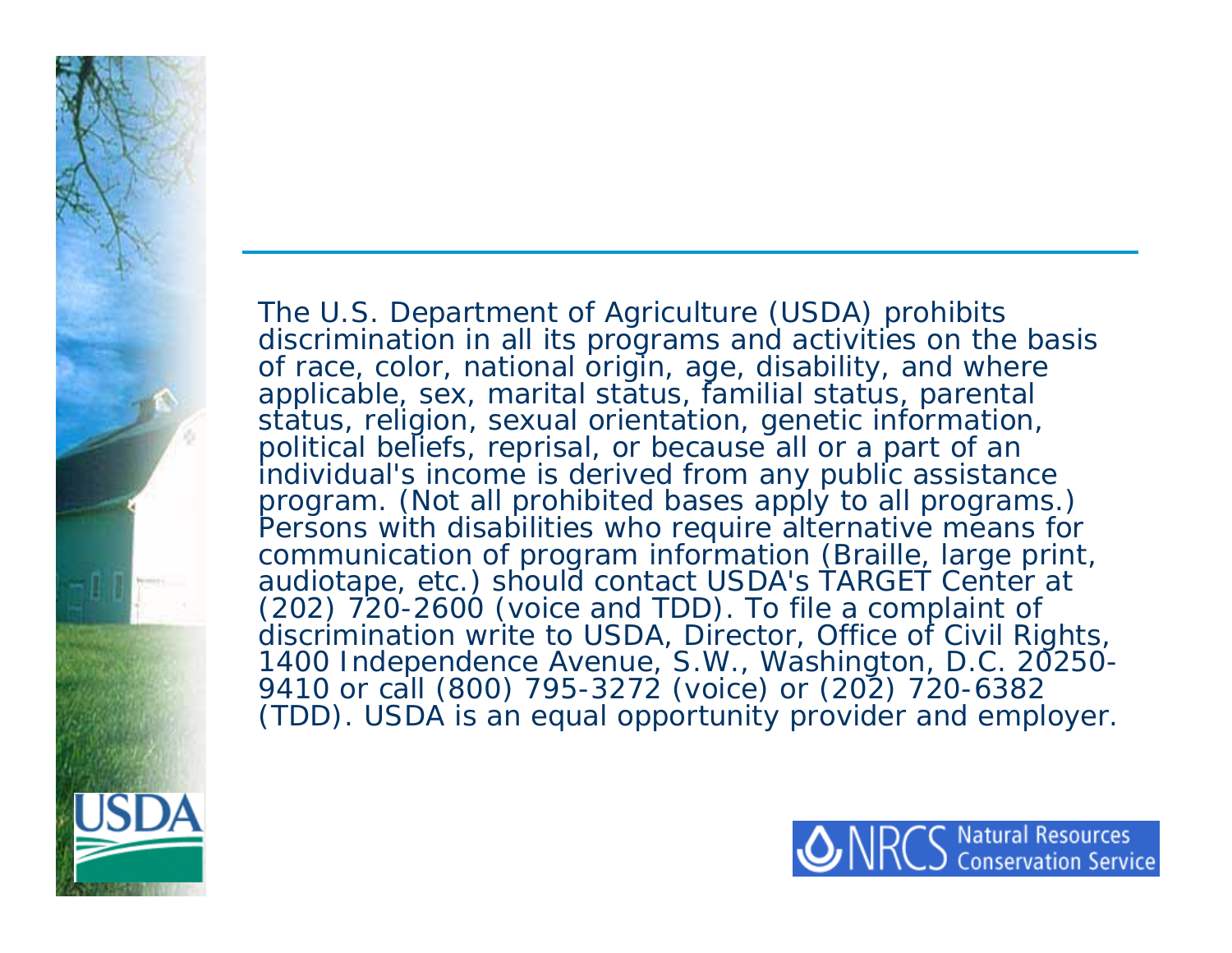The U.S. Department of Agriculture (USDA) prohibits discrimination in all its programs and activities on the basis of race, color, national origin, age, disability, and where applicable, sex, marital status, familial status, parental status, religion, sexual orientation, genetic information, political beliefs, reprisal, or because all or a part of an individual's income is derived from any public assistance program. (Not all prohibited bases apply to all programs.) Persons with disabilities who require alternative means for communication of program information (Braille, large print, audiotape, etc.) should contact USDA's TARGET Center at (202) 720-2600 (voice and TDD). To file a complaint of discrimination write to USDA, Director, Office of Civil Rights, 1400 Independence Avenue, S.W., Washington, D.C. 20250-9410 or call (800) 795-3272 (voice) or (202) 720-6382 (TDD). USDA is an equal opportunity provider and employer.

USDA

NRCS Natural Resources Conservation Service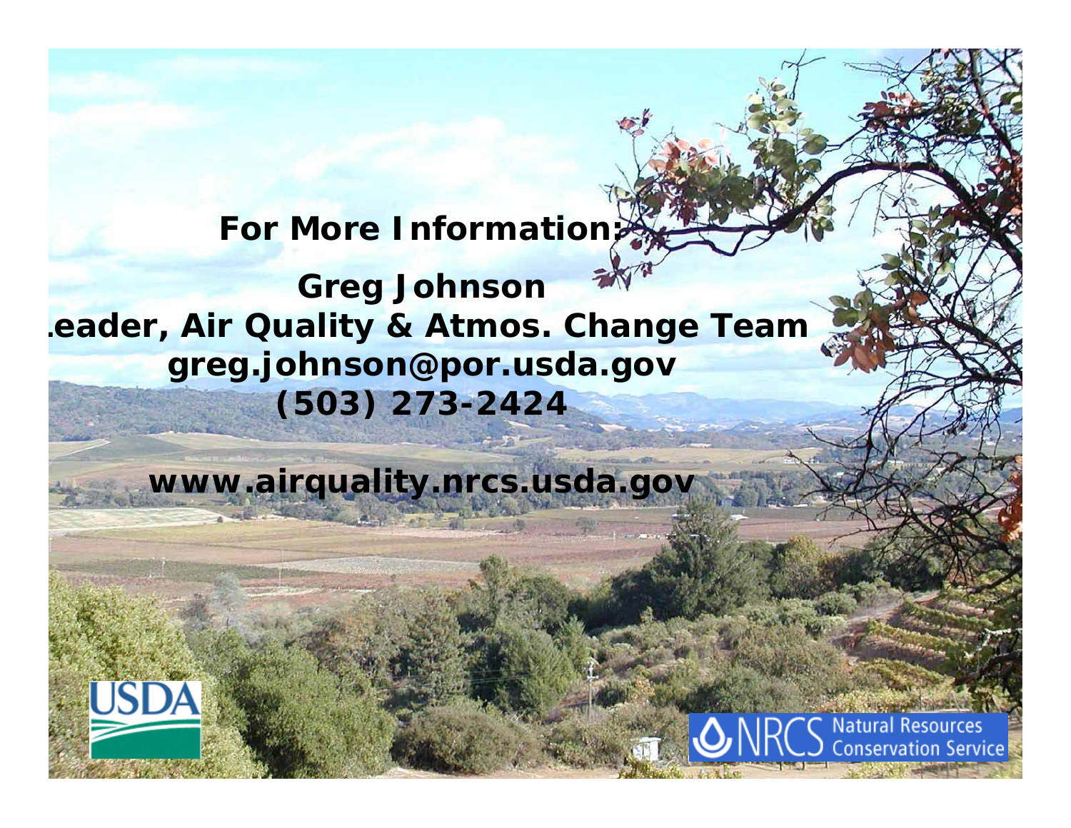**For More Information:**

**Greg Johnson**
**Leader, Air Quality & Atmos. Change Team**
**greg.johnson@por.usda.gov**
**(503) 273-2424**

**www.airquality.nrcs.usda.gov**

USDA

NRCS Natural Resources Conservation Service